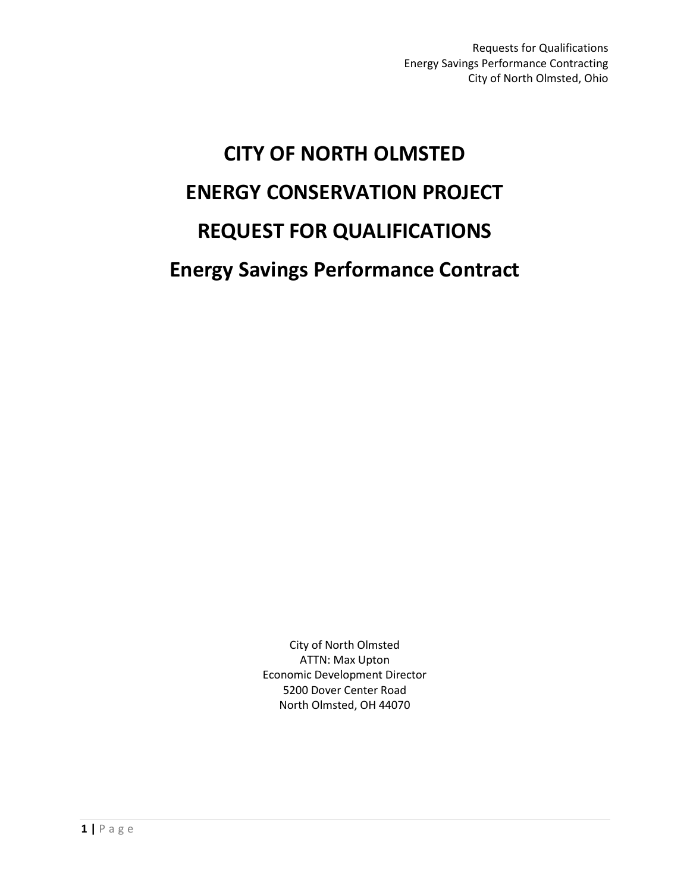# CITY OF NORTH OLMSTED

# ENERGY CONSERVATION PROJECT

# REQUEST FOR QUALIFICATIONS

## Energy Savings Performance Contract

City of North Olmsted
ATTN: Max Upton
Economic Development Director
5200 Dover Center Road
North Olmsted, OH 44070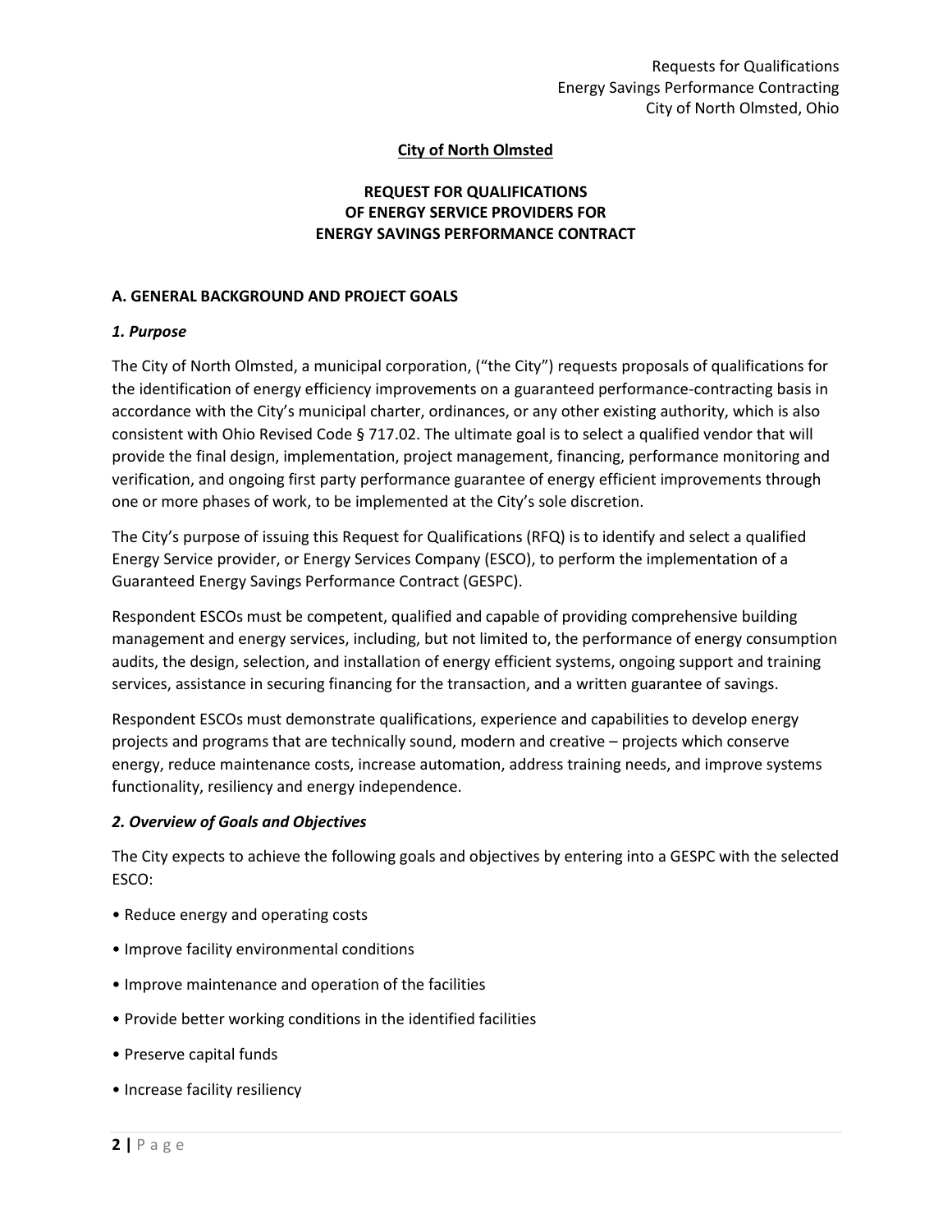**City of North Olmsted**

**REQUEST FOR QUALIFICATIONS
OF ENERGY SERVICE PROVIDERS FOR
ENERGY SAVINGS PERFORMANCE CONTRACT**

## A. GENERAL BACKGROUND AND PROJECT GOALS

### *1. Purpose*

The City of North Olmsted, a municipal corporation, ("the City") requests proposals of qualifications for the identification of energy efficiency improvements on a guaranteed performance-contracting basis in accordance with the City's municipal charter, ordinances, or any other existing authority, which is also consistent with Ohio Revised Code § 717.02. The ultimate goal is to select a qualified vendor that will provide the final design, implementation, project management, financing, performance monitoring and verification, and ongoing first party performance guarantee of energy efficient improvements through one or more phases of work, to be implemented at the City's sole discretion.

The City's purpose of issuing this Request for Qualifications (RFQ) is to identify and select a qualified Energy Service provider, or Energy Services Company (ESCO), to perform the implementation of a Guaranteed Energy Savings Performance Contract (GESPC).

Respondent ESCOs must be competent, qualified and capable of providing comprehensive building management and energy services, including, but not limited to, the performance of energy consumption audits, the design, selection, and installation of energy efficient systems, ongoing support and training services, assistance in securing financing for the transaction, and a written guarantee of savings.

Respondent ESCOs must demonstrate qualifications, experience and capabilities to develop energy projects and programs that are technically sound, modern and creative – projects which conserve energy, reduce maintenance costs, increase automation, address training needs, and improve systems functionality, resiliency and energy independence.

### *2. Overview of Goals and Objectives*

The City expects to achieve the following goals and objectives by entering into a GESPC with the selected ESCO:

- Reduce energy and operating costs
- Improve facility environmental conditions
- Improve maintenance and operation of the facilities
- Provide better working conditions in the identified facilities
- Preserve capital funds
- Increase facility resiliency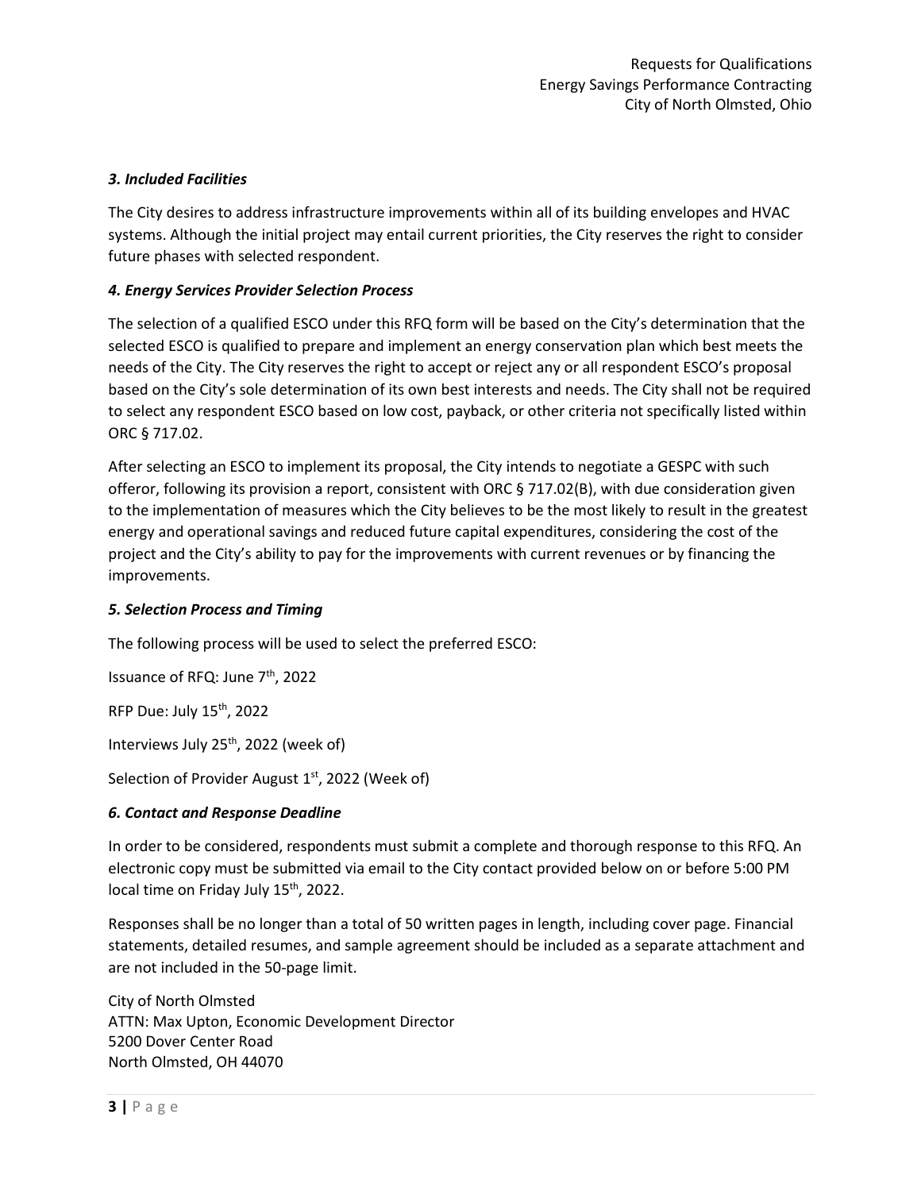### *3. Included Facilities*

The City desires to address infrastructure improvements within all of its building envelopes and HVAC systems. Although the initial project may entail current priorities, the City reserves the right to consider future phases with selected respondent.

### *4. Energy Services Provider Selection Process*

The selection of a qualified ESCO under this RFQ form will be based on the City's determination that the selected ESCO is qualified to prepare and implement an energy conservation plan which best meets the needs of the City. The City reserves the right to accept or reject any or all respondent ESCO's proposal based on the City's sole determination of its own best interests and needs. The City shall not be required to select any respondent ESCO based on low cost, payback, or other criteria not specifically listed within ORC § 717.02.

After selecting an ESCO to implement its proposal, the City intends to negotiate a GESPC with such offeror, following its provision a report, consistent with ORC § 717.02(B), with due consideration given to the implementation of measures which the City believes to be the most likely to result in the greatest energy and operational savings and reduced future capital expenditures, considering the cost of the project and the City's ability to pay for the improvements with current revenues or by financing the improvements.

### *5. Selection Process and Timing*

The following process will be used to select the preferred ESCO:

Issuance of RFQ: June 7th, 2022

RFP Due: July 15th, 2022

Interviews July 25th, 2022 (week of)

Selection of Provider August 1st, 2022 (Week of)

### *6. Contact and Response Deadline*

In order to be considered, respondents must submit a complete and thorough response to this RFQ. An electronic copy must be submitted via email to the City contact provided below on or before 5:00 PM local time on Friday July 15th, 2022.

Responses shall be no longer than a total of 50 written pages in length, including cover page. Financial statements, detailed resumes, and sample agreement should be included as a separate attachment and are not included in the 50-page limit.

City of North Olmsted
ATTN: Max Upton, Economic Development Director
5200 Dover Center Road
North Olmsted, OH 44070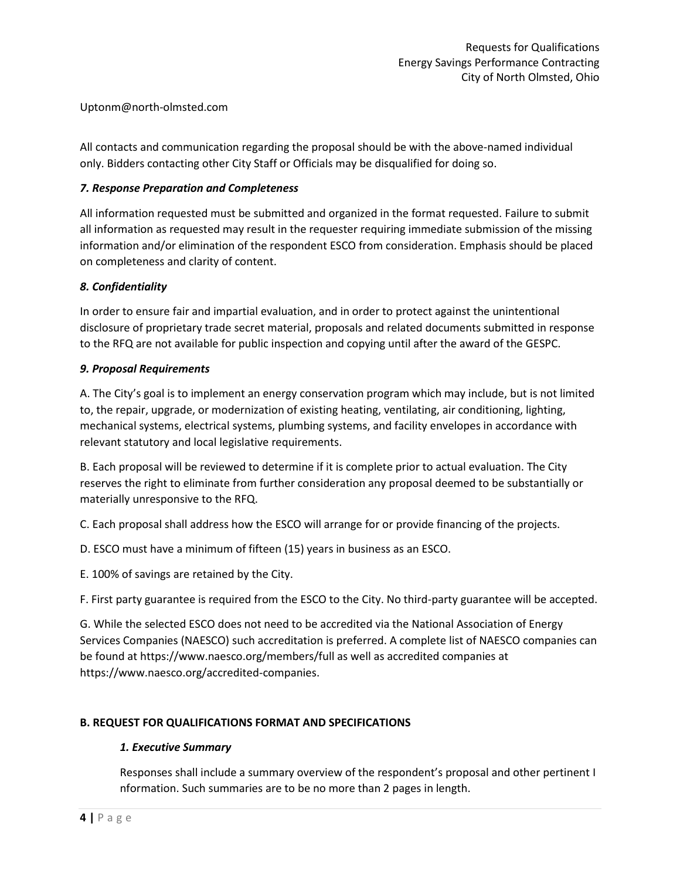Uptonm@north-olmsted.com

All contacts and communication regarding the proposal should be with the above-named individual only. Bidders contacting other City Staff or Officials may be disqualified for doing so.

### *7. Response Preparation and Completeness*

All information requested must be submitted and organized in the format requested. Failure to submit all information as requested may result in the requester requiring immediate submission of the missing information and/or elimination of the respondent ESCO from consideration. Emphasis should be placed on completeness and clarity of content.

### *8. Confidentiality*

In order to ensure fair and impartial evaluation, and in order to protect against the unintentional disclosure of proprietary trade secret material, proposals and related documents submitted in response to the RFQ are not available for public inspection and copying until after the award of the GESPC.

### *9. Proposal Requirements*

A. The City's goal is to implement an energy conservation program which may include, but is not limited to, the repair, upgrade, or modernization of existing heating, ventilating, air conditioning, lighting, mechanical systems, electrical systems, plumbing systems, and facility envelopes in accordance with relevant statutory and local legislative requirements.

B. Each proposal will be reviewed to determine if it is complete prior to actual evaluation. The City reserves the right to eliminate from further consideration any proposal deemed to be substantially or materially unresponsive to the RFQ.

C. Each proposal shall address how the ESCO will arrange for or provide financing of the projects.

D. ESCO must have a minimum of fifteen (15) years in business as an ESCO.

E. 100% of savings are retained by the City.

F. First party guarantee is required from the ESCO to the City. No third-party guarantee will be accepted.

G. While the selected ESCO does not need to be accredited via the National Association of Energy Services Companies (NAESCO) such accreditation is preferred. A complete list of NAESCO companies can be found at https://www.naesco.org/members/full as well as accredited companies at https://www.naesco.org/accredited-companies.

## B. REQUEST FOR QUALIFICATIONS FORMAT AND SPECIFICATIONS

### *1. Executive Summary*

Responses shall include a summary overview of the respondent's proposal and other pertinent I nformation. Such summaries are to be no more than 2 pages in length.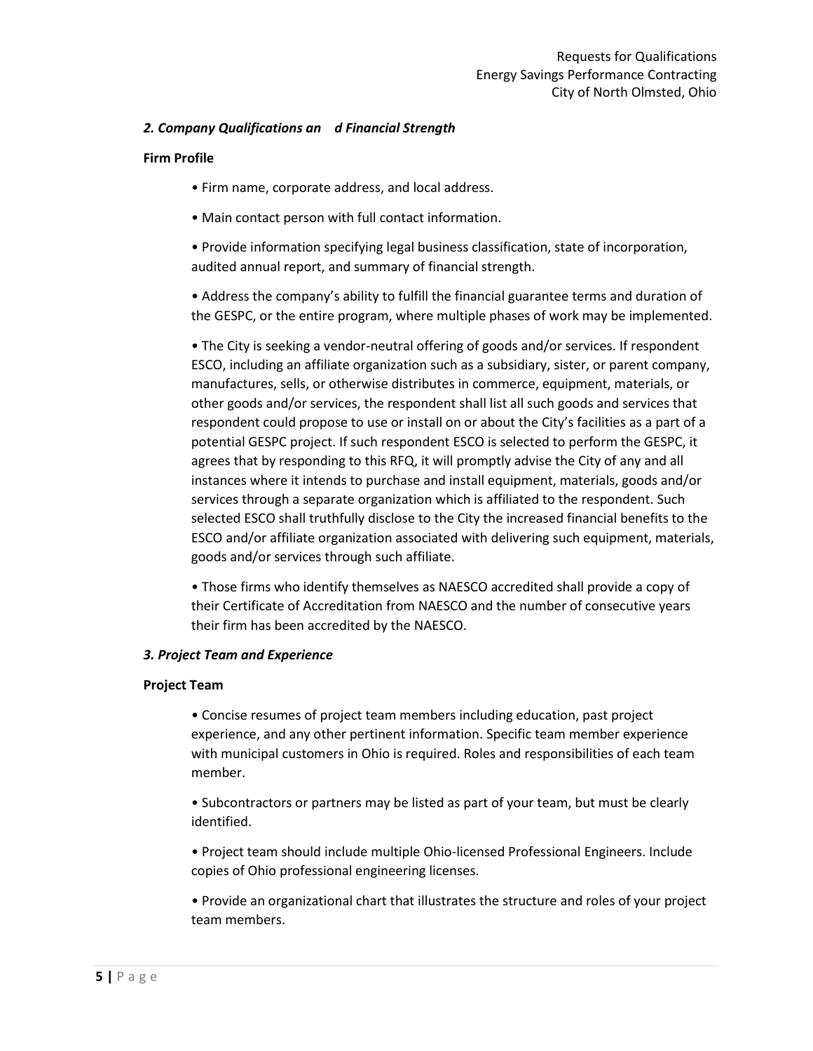*2. Company Qualifications an d Financial Strength*

**Firm Profile**

- Firm name, corporate address, and local address.
- Main contact person with full contact information.
- Provide information specifying legal business classification, state of incorporation, audited annual report, and summary of financial strength.
- Address the company's ability to fulfill the financial guarantee terms and duration of the GESPC, or the entire program, where multiple phases of work may be implemented.
- The City is seeking a vendor-neutral offering of goods and/or services. If respondent ESCO, including an affiliate organization such as a subsidiary, sister, or parent company, manufactures, sells, or otherwise distributes in commerce, equipment, materials, or other goods and/or services, the respondent shall list all such goods and services that respondent could propose to use or install on or about the City's facilities as a part of a potential GESPC project. If such respondent ESCO is selected to perform the GESPC, it agrees that by responding to this RFQ, it will promptly advise the City of any and all instances where it intends to purchase and install equipment, materials, goods and/or services through a separate organization which is affiliated to the respondent. Such selected ESCO shall truthfully disclose to the City the increased financial benefits to the ESCO and/or affiliate organization associated with delivering such equipment, materials, goods and/or services through such affiliate.
- Those firms who identify themselves as NAESCO accredited shall provide a copy of their Certificate of Accreditation from NAESCO and the number of consecutive years their firm has been accredited by the NAESCO.

*3. Project Team and Experience*

**Project Team**

- Concise resumes of project team members including education, past project experience, and any other pertinent information. Specific team member experience with municipal customers in Ohio is required. Roles and responsibilities of each team member.
- Subcontractors or partners may be listed as part of your team, but must be clearly identified.
- Project team should include multiple Ohio-licensed Professional Engineers. Include copies of Ohio professional engineering licenses.
- Provide an organizational chart that illustrates the structure and roles of your project team members.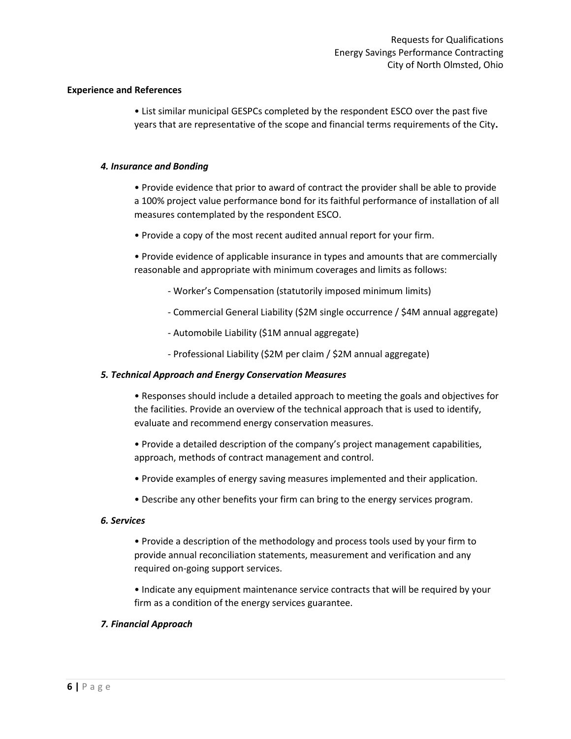**Experience and References**

- List similar municipal GESPCs completed by the respondent ESCO over the past five years that are representative of the scope and financial terms requirements of the City**.**

### *4. Insurance and Bonding*

- Provide evidence that prior to award of contract the provider shall be able to provide a 100% project value performance bond for its faithful performance of installation of all measures contemplated by the respondent ESCO.
- Provide a copy of the most recent audited annual report for your firm.
- Provide evidence of applicable insurance in types and amounts that are commercially reasonable and appropriate with minimum coverages and limits as follows:
    - Worker's Compensation (statutorily imposed minimum limits)
    - Commercial General Liability ($2M single occurrence / $4M annual aggregate)
    - Automobile Liability ($1M annual aggregate)
    - Professional Liability ($2M per claim / $2M annual aggregate)

### *5. Technical Approach and Energy Conservation Measures*

- Responses should include a detailed approach to meeting the goals and objectives for the facilities. Provide an overview of the technical approach that is used to identify, evaluate and recommend energy conservation measures.
- Provide a detailed description of the company's project management capabilities, approach, methods of contract management and control.
- Provide examples of energy saving measures implemented and their application.
- Describe any other benefits your firm can bring to the energy services program.

### *6. Services*

- Provide a description of the methodology and process tools used by your firm to provide annual reconciliation statements, measurement and verification and any required on-going support services.
- Indicate any equipment maintenance service contracts that will be required by your firm as a condition of the energy services guarantee.

### *7. Financial Approach*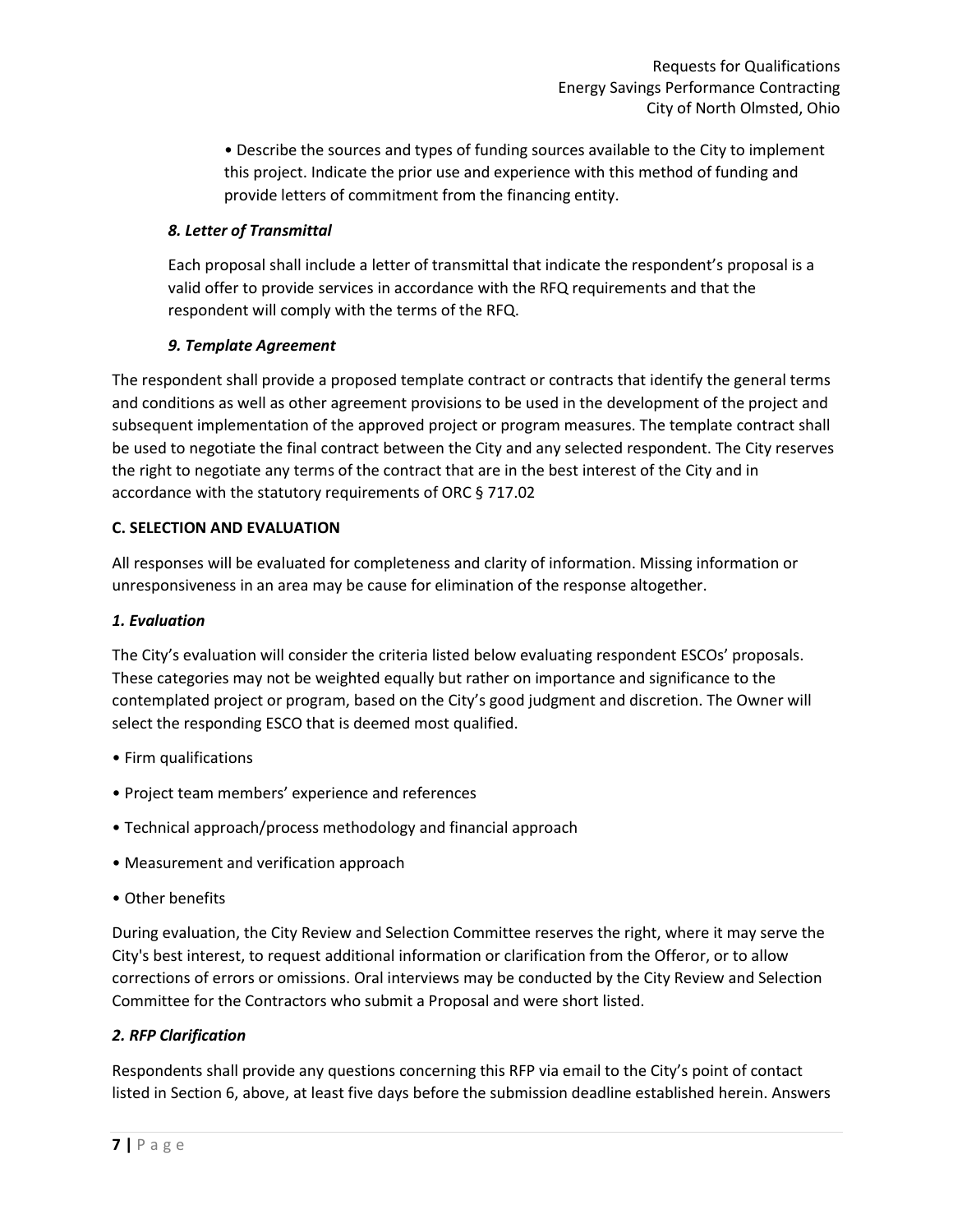- Describe the sources and types of funding sources available to the City to implement this project. Indicate the prior use and experience with this method of funding and provide letters of commitment from the financing entity.

### *8. Letter of Transmittal*

Each proposal shall include a letter of transmittal that indicate the respondent's proposal is a valid offer to provide services in accordance with the RFQ requirements and that the respondent will comply with the terms of the RFQ.

### *9. Template Agreement*

The respondent shall provide a proposed template contract or contracts that identify the general terms and conditions as well as other agreement provisions to be used in the development of the project and subsequent implementation of the approved project or program measures. The template contract shall be used to negotiate the final contract between the City and any selected respondent. The City reserves the right to negotiate any terms of the contract that are in the best interest of the City and in accordance with the statutory requirements of ORC § 717.02

## C. SELECTION AND EVALUATION

All responses will be evaluated for completeness and clarity of information. Missing information or unresponsiveness in an area may be cause for elimination of the response altogether.

### *1. Evaluation*

The City's evaluation will consider the criteria listed below evaluating respondent ESCOs' proposals. These categories may not be weighted equally but rather on importance and significance to the contemplated project or program, based on the City's good judgment and discretion. The Owner will select the responding ESCO that is deemed most qualified.

- Firm qualifications
- Project team members' experience and references
- Technical approach/process methodology and financial approach
- Measurement and verification approach
- Other benefits

During evaluation, the City Review and Selection Committee reserves the right, where it may serve the City's best interest, to request additional information or clarification from the Offeror, or to allow corrections of errors or omissions. Oral interviews may be conducted by the City Review and Selection Committee for the Contractors who submit a Proposal and were short listed.

### *2. RFP Clarification*

Respondents shall provide any questions concerning this RFP via email to the City's point of contact listed in Section 6, above, at least five days before the submission deadline established herein. Answers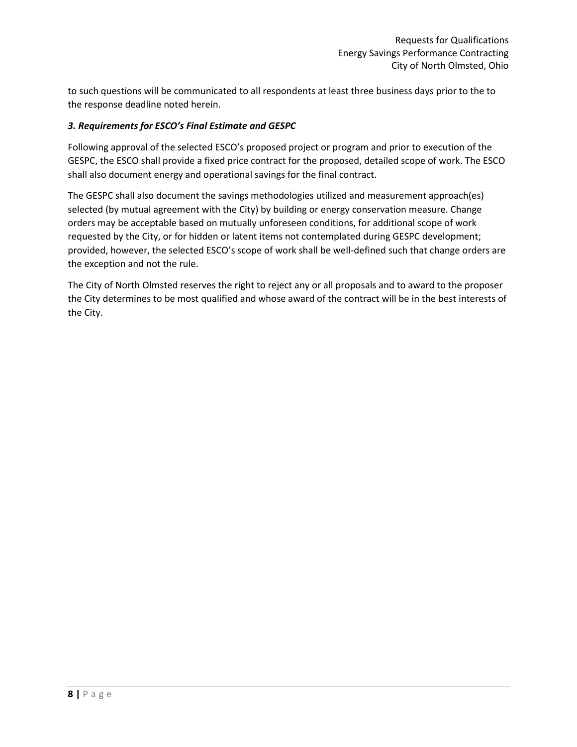to such questions will be communicated to all respondents at least three business days prior to the to the response deadline noted herein.

### *3. Requirements for ESCO's Final Estimate and GESPC*

Following approval of the selected ESCO's proposed project or program and prior to execution of the GESPC, the ESCO shall provide a fixed price contract for the proposed, detailed scope of work. The ESCO shall also document energy and operational savings for the final contract.

The GESPC shall also document the savings methodologies utilized and measurement approach(es) selected (by mutual agreement with the City) by building or energy conservation measure. Change orders may be acceptable based on mutually unforeseen conditions, for additional scope of work requested by the City, or for hidden or latent items not contemplated during GESPC development; provided, however, the selected ESCO's scope of work shall be well-defined such that change orders are the exception and not the rule.

The City of North Olmsted reserves the right to reject any or all proposals and to award to the proposer the City determines to be most qualified and whose award of the contract will be in the best interests of the City.